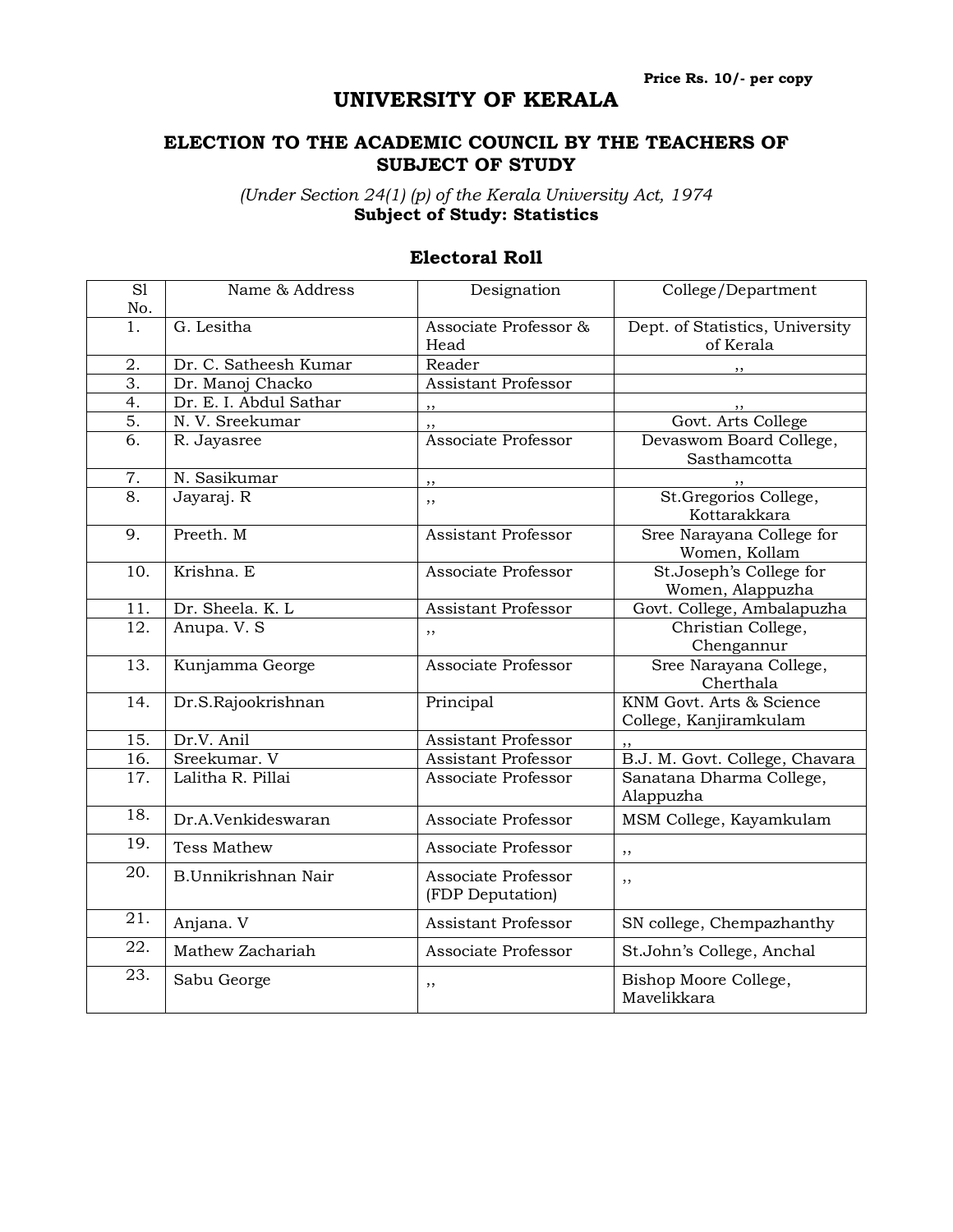Price Rs. 10/- per copy

# UNIVERSITY OF KERALA

## ELECTION TO THE ACADEMIC COUNCIL BY THE TEACHERS OF SUBJECT OF STUDY

*(Under Section 24(1) (p) of the Kerala University Act, 1974*
**Subject of Study: Statistics**

### Electoral Roll

| Sl No. | Name & Address | Designation | College/Department |
|---|---|---|---|
| 1. | G. Lesitha | Associate Professor & Head | Dept. of Statistics, University of Kerala |
| 2. | Dr. C. Satheesh Kumar | Reader | ,, |
| 3. | Dr. Manoj Chacko | Assistant Professor | |
| 4. | Dr. E. I. Abdul Sathar | ,, | ,, |
| 5. | N. V. Sreekumar | ,, | Govt. Arts College |
| 6. | R. Jayasree | Associate Professor | Devaswom Board College, Sasthamcotta |
| 7. | N. Sasikumar | ,, | ,, |
| 8. | Jayaraj. R | ,, | St.Gregorios College, Kottarakkara |
| 9. | Preeth. M | Assistant Professor | Sree Narayana College for Women, Kollam |
| 10. | Krishna. E | Associate Professor | St.Joseph's College for Women, Alappuzha |
| 11. | Dr. Sheela. K. L | Assistant Professor | Govt. College, Ambalapuzha |
| 12. | Anupa. V. S | ,, | Christian College, Chengannur |
| 13. | Kunjamma George | Associate Professor | Sree Narayana College, Cherthala |
| 14. | Dr.S.Rajookrishnan | Principal | KNM Govt. Arts & Science College, Kanjiramkulam |
| 15. | Dr.V. Anil | Assistant Professor | ,, |
| 16. | Sreekumar. V | Assistant Professor | B.J. M. Govt. College, Chavara |
| 17. | Lalitha R. Pillai | Associate Professor | Sanatana Dharma College, Alappuzha |
| 18. | Dr.A.Venkideswaran | Associate Professor | MSM College, Kayamkulam |
| 19. | Tess Mathew | Associate Professor | ,, |
| 20. | B.Unnikrishnan Nair | Associate Professor (FDP Deputation) | ,, |
| 21. | Anjana. V | Assistant Professor | SN college, Chempazhanthy |
| 22. | Mathew Zachariah | Associate Professor | St.John's College, Anchal |
| 23. | Sabu George | ,, | Bishop Moore College, Mavelikkara |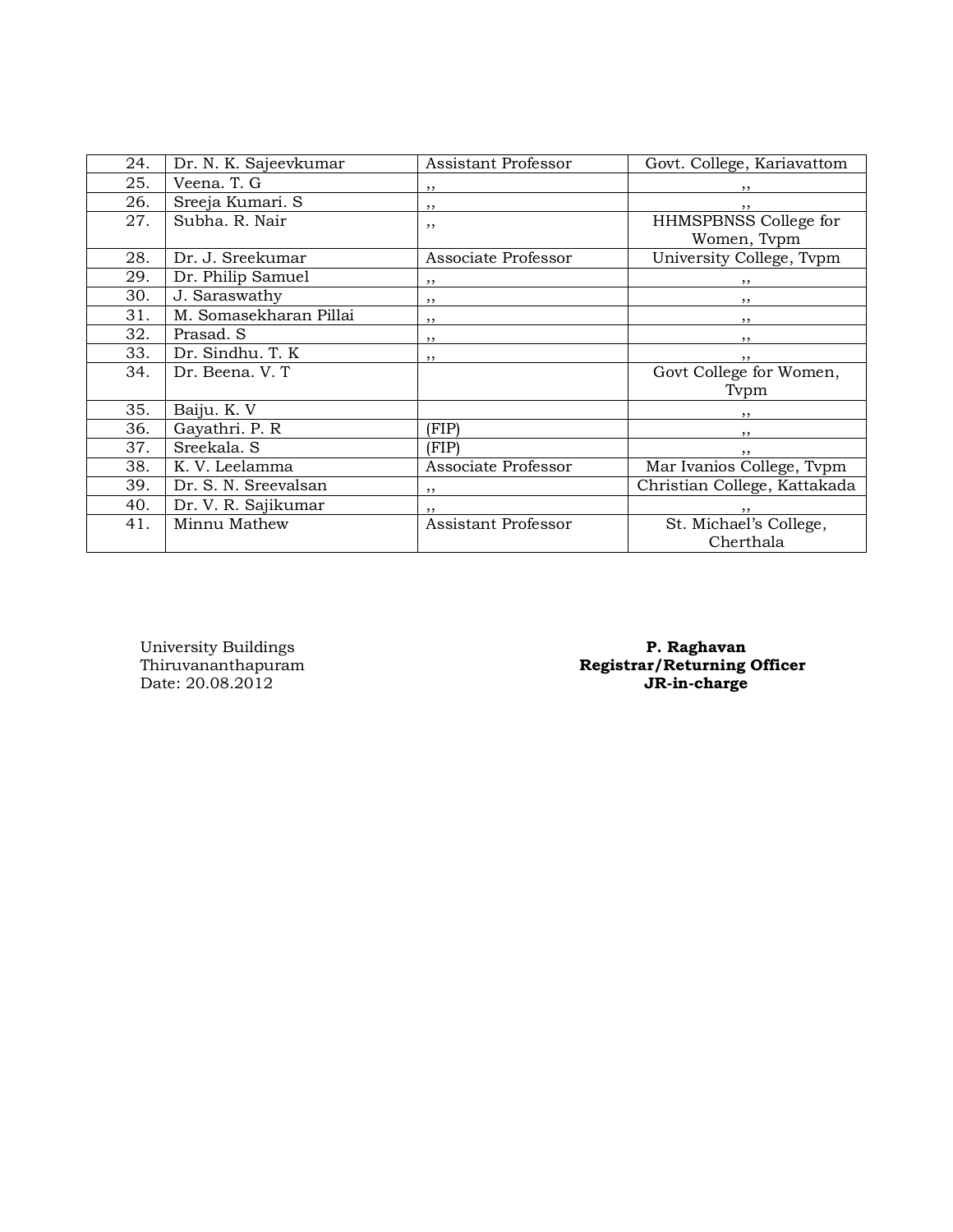| | | | |
|---|---|---|---|
| 24. | Dr. N. K. Sajeevkumar | Assistant Professor | Govt. College, Kariavattom |
| 25. | Veena. T. G | ,, | ,, |
| 26. | Sreeja Kumari. S | ,, | ,, |
| 27. | Subha. R. Nair | ,, | HHMSPBNSS College for Women, Tvpm |
| 28. | Dr. J. Sreekumar | Associate Professor | University College, Tvpm |
| 29. | Dr. Philip Samuel | ,, | ,, |
| 30. | J. Saraswathy | ,, | ,, |
| 31. | M. Somasekharan Pillai | ,, | ,, |
| 32. | Prasad. S | ,, | ,, |
| 33. | Dr. Sindhu. T. K | ,, | ,, |
| 34. | Dr. Beena. V. T | | Govt College for Women, Tvpm |
| 35. | Baiju. K. V | | ,, |
| 36. | Gayathri. P. R | (FIP) | ,, |
| 37. | Sreekala. S | (FIP) | ,, |
| 38. | K. V. Leelamma | Associate Professor | Mar Ivanios College, Tvpm |
| 39. | Dr. S. N. Sreevalsan | ,, | Christian College, Kattakada |
| 40. | Dr. V. R. Sajikumar | ,, | ,, |
| 41. | Minnu Mathew | Assistant Professor | St. Michael's College, Cherthala |

University Buildings
Thiruvananthapuram
Date: 20.08.2012

**P. Raghavan**
**Registrar/Returning Officer**
**JR-in-charge**